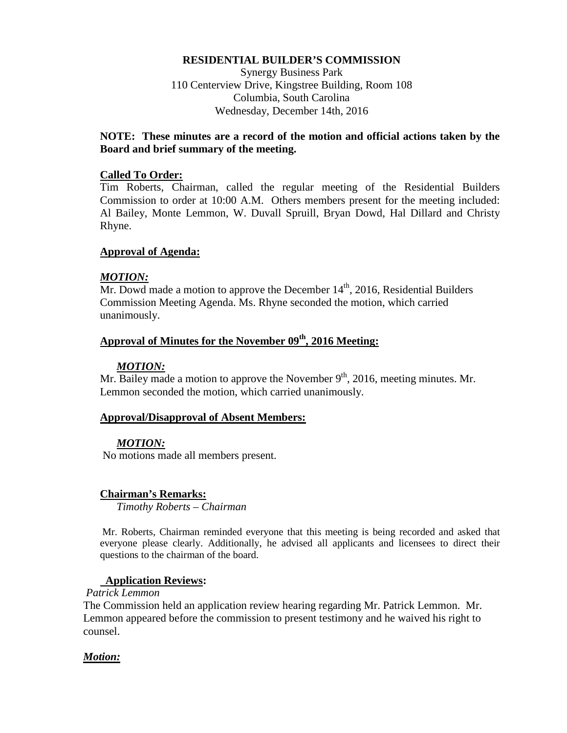**RESIDENTIAL BUILDER'S COMMISSION**

Synergy Business Park
110 Centerview Drive, Kingstree Building, Room 108
Columbia, South Carolina
Wednesday, December 14th, 2016

**NOTE: These minutes are a record of the motion and official actions taken by the Board and brief summary of the meeting.**

**Called To Order:**

Tim Roberts, Chairman, called the regular meeting of the Residential Builders Commission to order at 10:00 A.M. Others members present for the meeting included: Al Bailey, Monte Lemmon, W. Duvall Spruill, Bryan Dowd, Hal Dillard and Christy Rhyne.

**Approval of Agenda:**

***MOTION:***

Mr. Dowd made a motion to approve the December 14th, 2016, Residential Builders Commission Meeting Agenda. Ms. Rhyne seconded the motion, which carried unanimously.

**Approval of Minutes for the November 09th, 2016 Meeting:**

***MOTION:***

Mr. Bailey made a motion to approve the November 9th, 2016, meeting minutes. Mr. Lemmon seconded the motion, which carried unanimously.

**Approval/Disapproval of Absent Members:**

***MOTION:***

No motions made all members present.

**Chairman's Remarks:**

*Timothy Roberts – Chairman*

Mr. Roberts, Chairman reminded everyone that this meeting is being recorded and asked that everyone please clearly. Additionally, he advised all applicants and licensees to direct their questions to the chairman of the board.

**Application Reviews:**

*Patrick Lemmon*

The Commission held an application review hearing regarding Mr. Patrick Lemmon. Mr. Lemmon appeared before the commission to present testimony and he waived his right to counsel.

***Motion:***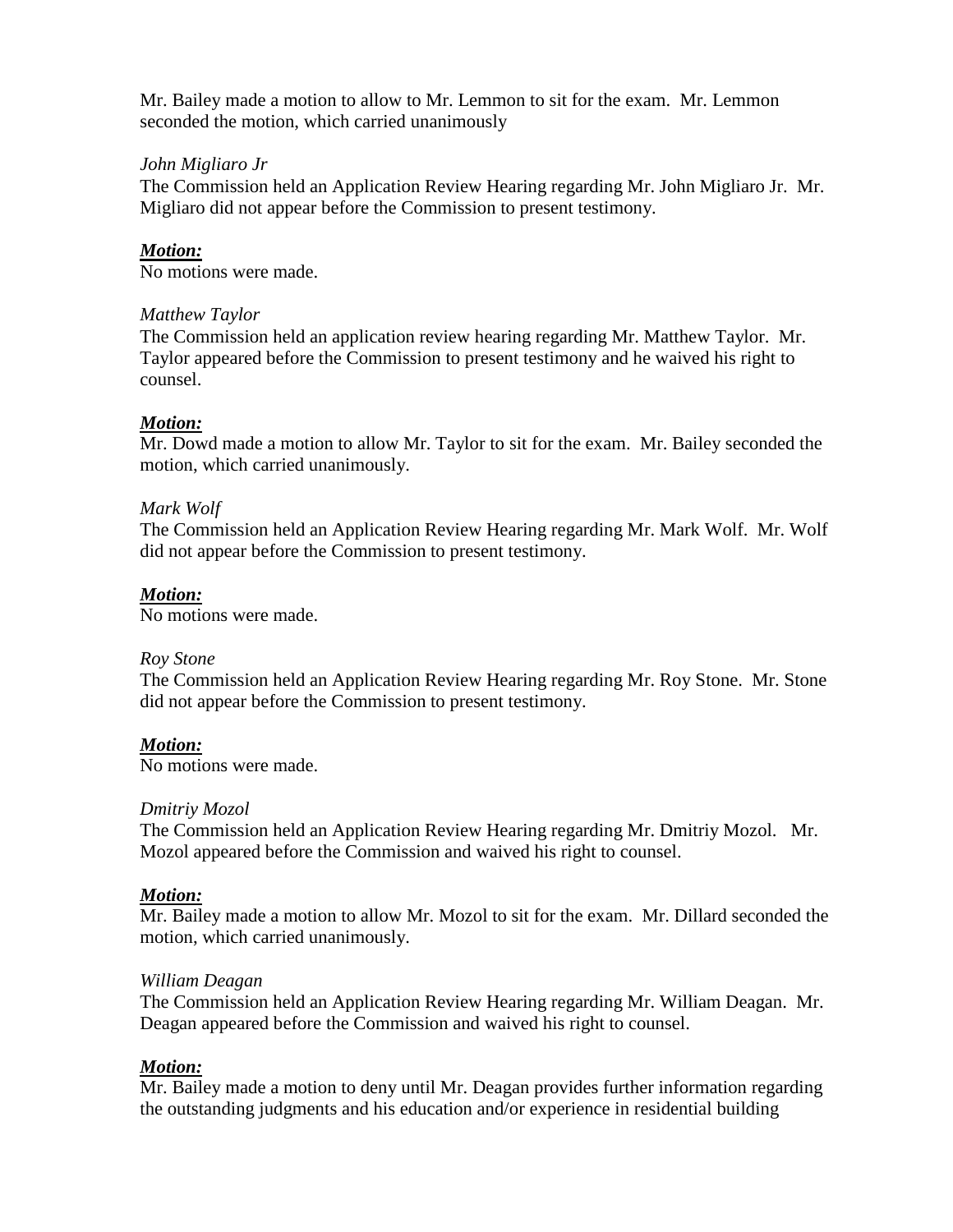Mr. Bailey made a motion to allow to Mr. Lemmon to sit for the exam. Mr. Lemmon seconded the motion, which carried unanimously

*John Migliaro Jr*

The Commission held an Application Review Hearing regarding Mr. John Migliaro Jr. Mr. Migliaro did not appear before the Commission to present testimony.

***Motion:***

No motions were made.

*Matthew Taylor*

The Commission held an application review hearing regarding Mr. Matthew Taylor. Mr. Taylor appeared before the Commission to present testimony and he waived his right to counsel.

***Motion:***

Mr. Dowd made a motion to allow Mr. Taylor to sit for the exam. Mr. Bailey seconded the motion, which carried unanimously.

*Mark Wolf*

The Commission held an Application Review Hearing regarding Mr. Mark Wolf. Mr. Wolf did not appear before the Commission to present testimony.

***Motion:***

No motions were made.

*Roy Stone*

The Commission held an Application Review Hearing regarding Mr. Roy Stone. Mr. Stone did not appear before the Commission to present testimony.

***Motion:***

No motions were made.

*Dmitriy Mozol*

The Commission held an Application Review Hearing regarding Mr. Dmitriy Mozol. Mr. Mozol appeared before the Commission and waived his right to counsel.

***Motion:***

Mr. Bailey made a motion to allow Mr. Mozol to sit for the exam. Mr. Dillard seconded the motion, which carried unanimously.

*William Deagan*

The Commission held an Application Review Hearing regarding Mr. William Deagan. Mr. Deagan appeared before the Commission and waived his right to counsel.

***Motion:***

Mr. Bailey made a motion to deny until Mr. Deagan provides further information regarding the outstanding judgments and his education and/or experience in residential building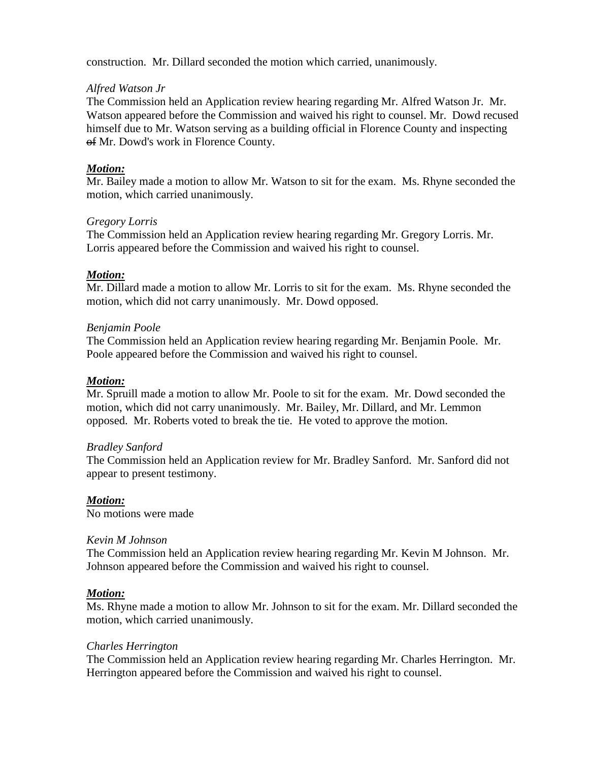construction. Mr. Dillard seconded the motion which carried, unanimously.

*Alfred Watson Jr*

The Commission held an Application review hearing regarding Mr. Alfred Watson Jr. Mr. Watson appeared before the Commission and waived his right to counsel. Mr. Dowd recused himself due to Mr. Watson serving as a building official in Florence County and inspecting ~~of~~ Mr. Dowd's work in Florence County.

***Motion:***

Mr. Bailey made a motion to allow Mr. Watson to sit for the exam. Ms. Rhyne seconded the motion, which carried unanimously.

*Gregory Lorris*

The Commission held an Application review hearing regarding Mr. Gregory Lorris. Mr. Lorris appeared before the Commission and waived his right to counsel.

***Motion:***

Mr. Dillard made a motion to allow Mr. Lorris to sit for the exam. Ms. Rhyne seconded the motion, which did not carry unanimously. Mr. Dowd opposed.

*Benjamin Poole*

The Commission held an Application review hearing regarding Mr. Benjamin Poole. Mr. Poole appeared before the Commission and waived his right to counsel.

***Motion:***

Mr. Spruill made a motion to allow Mr. Poole to sit for the exam. Mr. Dowd seconded the motion, which did not carry unanimously. Mr. Bailey, Mr. Dillard, and Mr. Lemmon opposed. Mr. Roberts voted to break the tie. He voted to approve the motion.

*Bradley Sanford*

The Commission held an Application review for Mr. Bradley Sanford. Mr. Sanford did not appear to present testimony.

***Motion:***

No motions were made

*Kevin M Johnson*

The Commission held an Application review hearing regarding Mr. Kevin M Johnson. Mr. Johnson appeared before the Commission and waived his right to counsel.

***Motion:***

Ms. Rhyne made a motion to allow Mr. Johnson to sit for the exam. Mr. Dillard seconded the motion, which carried unanimously.

*Charles Herrington*

The Commission held an Application review hearing regarding Mr. Charles Herrington. Mr. Herrington appeared before the Commission and waived his right to counsel.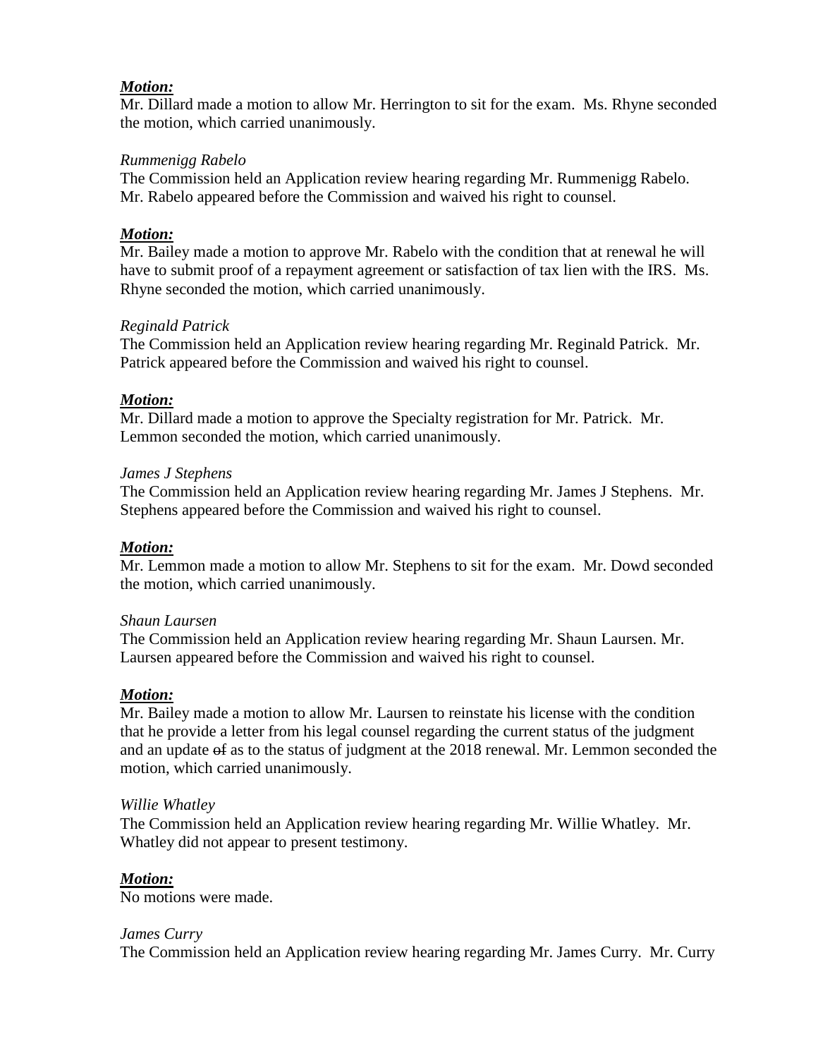***Motion:***
Mr. Dillard made a motion to allow Mr. Herrington to sit for the exam. Ms. Rhyne seconded the motion, which carried unanimously.

*Rummenigg Rabelo*
The Commission held an Application review hearing regarding Mr. Rummenigg Rabelo. Mr. Rabelo appeared before the Commission and waived his right to counsel.

***Motion:***
Mr. Bailey made a motion to approve Mr. Rabelo with the condition that at renewal he will have to submit proof of a repayment agreement or satisfaction of tax lien with the IRS. Ms. Rhyne seconded the motion, which carried unanimously.

*Reginald Patrick*
The Commission held an Application review hearing regarding Mr. Reginald Patrick. Mr. Patrick appeared before the Commission and waived his right to counsel.

***Motion:***
Mr. Dillard made a motion to approve the Specialty registration for Mr. Patrick. Mr. Lemmon seconded the motion, which carried unanimously.

*James J Stephens*
The Commission held an Application review hearing regarding Mr. James J Stephens. Mr. Stephens appeared before the Commission and waived his right to counsel.

***Motion:***
Mr. Lemmon made a motion to allow Mr. Stephens to sit for the exam. Mr. Dowd seconded the motion, which carried unanimously.

*Shaun Laursen*
The Commission held an Application review hearing regarding Mr. Shaun Laursen. Mr. Laursen appeared before the Commission and waived his right to counsel.

***Motion:***
Mr. Bailey made a motion to allow Mr. Laursen to reinstate his license with the condition that he provide a letter from his legal counsel regarding the current status of the judgment and an update ~~of~~ as to the status of judgment at the 2018 renewal. Mr. Lemmon seconded the motion, which carried unanimously.

*Willie Whatley*
The Commission held an Application review hearing regarding Mr. Willie Whatley. Mr. Whatley did not appear to present testimony.

***Motion:***
No motions were made.

*James Curry*
The Commission held an Application review hearing regarding Mr. James Curry. Mr. Curry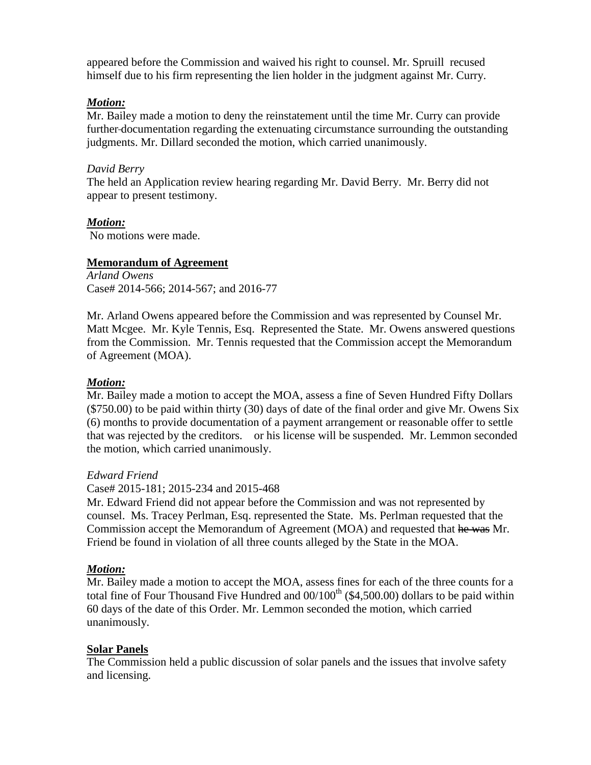appeared before the Commission and waived his right to counsel. Mr. Spruill recused himself due to his firm representing the lien holder in the judgment against Mr. Curry.

***Motion:***

Mr. Bailey made a motion to deny the reinstatement until the time Mr. Curry can provide further documentation regarding the extenuating circumstance surrounding the outstanding judgments. Mr. Dillard seconded the motion, which carried unanimously.

*David Berry*

The held an Application review hearing regarding Mr. David Berry. Mr. Berry did not appear to present testimony.

***Motion:***

No motions were made.

**Memorandum of Agreement**

*Arland Owens*

Case# 2014-566; 2014-567; and 2016-77

Mr. Arland Owens appeared before the Commission and was represented by Counsel Mr. Matt Mcgee. Mr. Kyle Tennis, Esq. Represented the State. Mr. Owens answered questions from the Commission. Mr. Tennis requested that the Commission accept the Memorandum of Agreement (MOA).

***Motion:***

Mr. Bailey made a motion to accept the MOA, assess a fine of Seven Hundred Fifty Dollars ($750.00) to be paid within thirty (30) days of date of the final order and give Mr. Owens Six (6) months to provide documentation of a payment arrangement or reasonable offer to settle that was rejected by the creditors. or his license will be suspended. Mr. Lemmon seconded the motion, which carried unanimously.

*Edward Friend*

Case# 2015-181; 2015-234 and 2015-468

Mr. Edward Friend did not appear before the Commission and was not represented by counsel. Ms. Tracey Perlman, Esq. represented the State. Ms. Perlman requested that the Commission accept the Memorandum of Agreement (MOA) and requested that ~~he was~~ Mr. Friend be found in violation of all three counts alleged by the State in the MOA.

***Motion:***

Mr. Bailey made a motion to accept the MOA, assess fines for each of the three counts for a total fine of Four Thousand Five Hundred and 00/100th ($4,500.00) dollars to be paid within 60 days of the date of this Order. Mr. Lemmon seconded the motion, which carried unanimously.

**Solar Panels**

The Commission held a public discussion of solar panels and the issues that involve safety and licensing.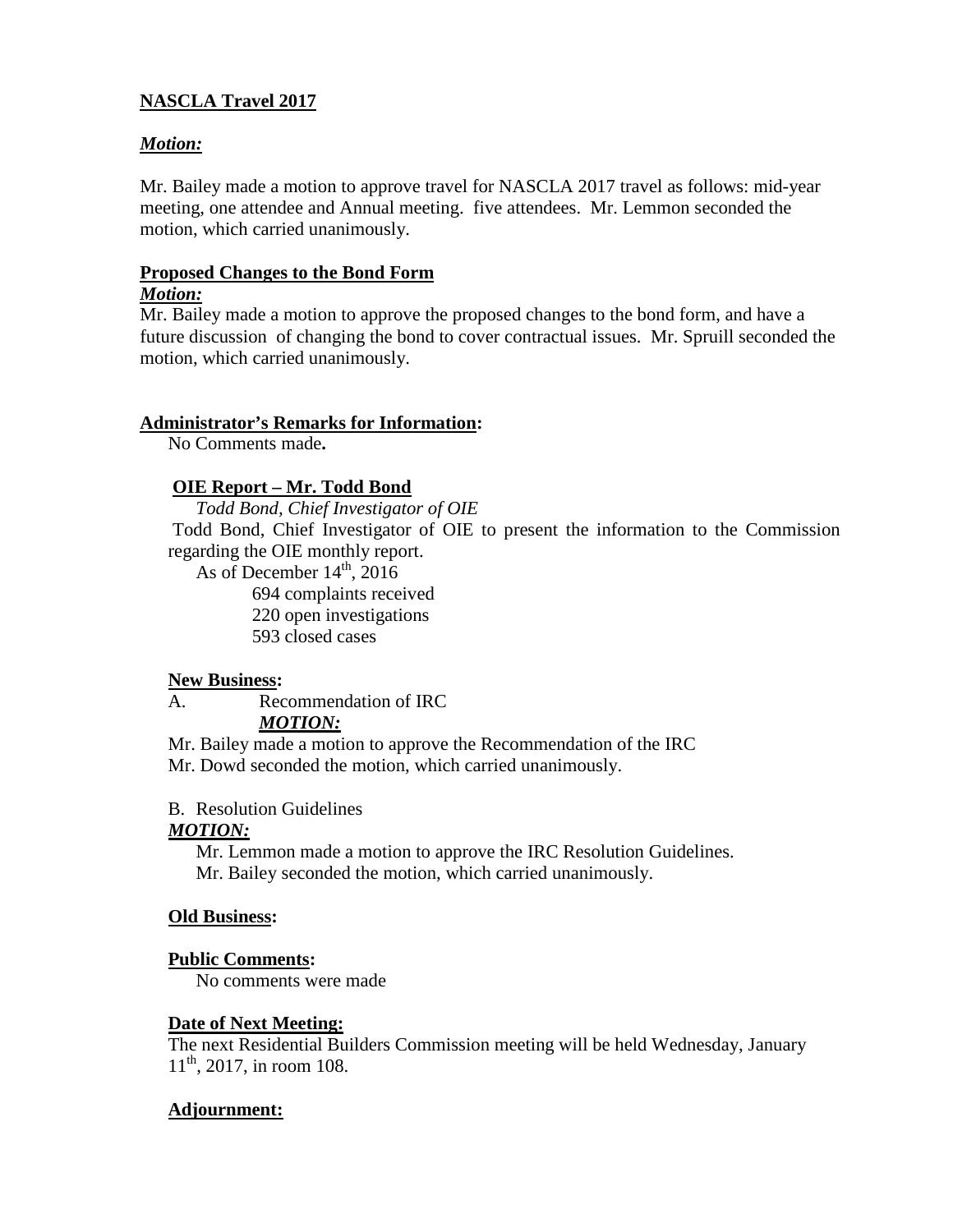**NASCLA Travel 2017**

***Motion:***

Mr. Bailey made a motion to approve travel for NASCLA 2017 travel as follows: mid-year meeting, one attendee and Annual meeting. five attendees. Mr. Lemmon seconded the motion, which carried unanimously.

**Proposed Changes to the Bond Form**

***Motion:***

Mr. Bailey made a motion to approve the proposed changes to the bond form, and have a future discussion of changing the bond to cover contractual issues. Mr. Spruill seconded the motion, which carried unanimously.

**Administrator's Remarks for Information:**

No Comments made**.**

**OIE Report – Mr. Todd Bond**

*Todd Bond, Chief Investigator of OIE*

Todd Bond, Chief Investigator of OIE to present the information to the Commission regarding the OIE monthly report.

As of December 14th, 2016

694 complaints received
220 open investigations
593 closed cases

**New Business:**

A. Recommendation of IRC

***MOTION:***

Mr. Bailey made a motion to approve the Recommendation of the IRC
Mr. Dowd seconded the motion, which carried unanimously.

B. Resolution Guidelines

***MOTION:***

Mr. Lemmon made a motion to approve the IRC Resolution Guidelines.
Mr. Bailey seconded the motion, which carried unanimously.

**Old Business:**

**Public Comments:**

No comments were made

**Date of Next Meeting:**

The next Residential Builders Commission meeting will be held Wednesday, January 11th, 2017, in room 108.

**Adjournment:**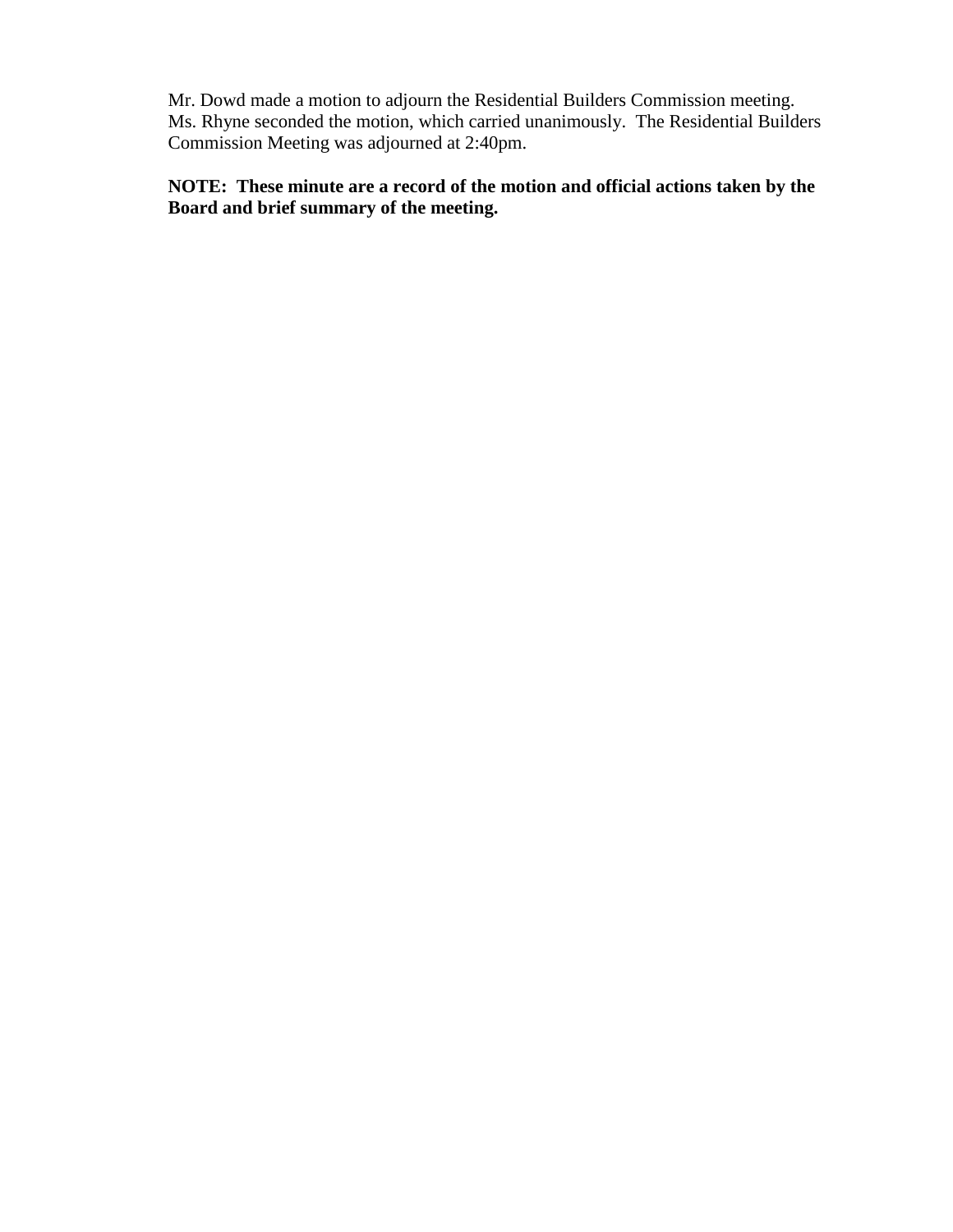Mr. Dowd made a motion to adjourn the Residential Builders Commission meeting. Ms. Rhyne seconded the motion, which carried unanimously. The Residential Builders Commission Meeting was adjourned at 2:40pm.

**NOTE: These minute are a record of the motion and official actions taken by the Board and brief summary of the meeting.**